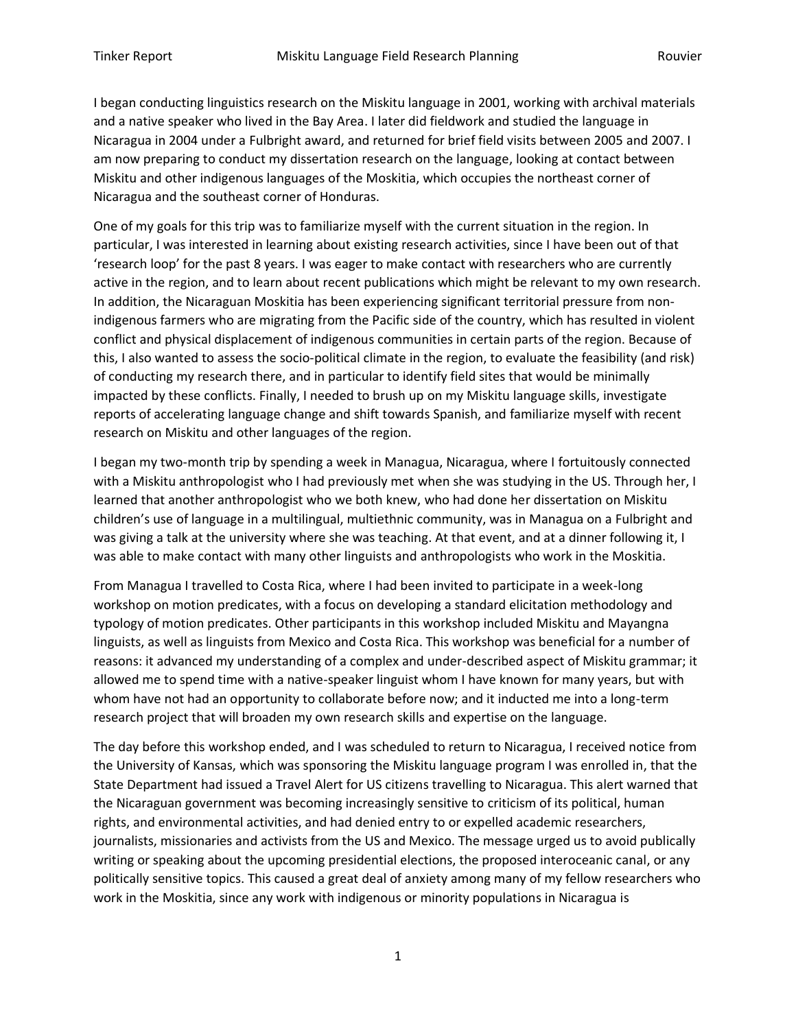I began conducting linguistics research on the Miskitu language in 2001, working with archival materials and a native speaker who lived in the Bay Area. I later did fieldwork and studied the language in Nicaragua in 2004 under a Fulbright award, and returned for brief field visits between 2005 and 2007. I am now preparing to conduct my dissertation research on the language, looking at contact between Miskitu and other indigenous languages of the Moskitia, which occupies the northeast corner of Nicaragua and the southeast corner of Honduras.

One of my goals for this trip was to familiarize myself with the current situation in the region. In particular, I was interested in learning about existing research activities, since I have been out of that 'research loop' for the past 8 years. I was eager to make contact with researchers who are currently active in the region, and to learn about recent publications which might be relevant to my own research. In addition, the Nicaraguan Moskitia has been experiencing significant territorial pressure from non-indigenous farmers who are migrating from the Pacific side of the country, which has resulted in violent conflict and physical displacement of indigenous communities in certain parts of the region. Because of this, I also wanted to assess the socio-political climate in the region, to evaluate the feasibility (and risk) of conducting my research there, and in particular to identify field sites that would be minimally impacted by these conflicts. Finally, I needed to brush up on my Miskitu language skills, investigate reports of accelerating language change and shift towards Spanish, and familiarize myself with recent research on Miskitu and other languages of the region.

I began my two-month trip by spending a week in Managua, Nicaragua, where I fortuitously connected with a Miskitu anthropologist who I had previously met when she was studying in the US. Through her, I learned that another anthropologist who we both knew, who had done her dissertation on Miskitu children's use of language in a multilingual, multiethnic community, was in Managua on a Fulbright and was giving a talk at the university where she was teaching. At that event, and at a dinner following it, I was able to make contact with many other linguists and anthropologists who work in the Moskitia.

From Managua I travelled to Costa Rica, where I had been invited to participate in a week-long workshop on motion predicates, with a focus on developing a standard elicitation methodology and typology of motion predicates. Other participants in this workshop included Miskitu and Mayangna linguists, as well as linguists from Mexico and Costa Rica. This workshop was beneficial for a number of reasons: it advanced my understanding of a complex and under-described aspect of Miskitu grammar; it allowed me to spend time with a native-speaker linguist whom I have known for many years, but with whom have not had an opportunity to collaborate before now; and it inducted me into a long-term research project that will broaden my own research skills and expertise on the language.

The day before this workshop ended, and I was scheduled to return to Nicaragua, I received notice from the University of Kansas, which was sponsoring the Miskitu language program I was enrolled in, that the State Department had issued a Travel Alert for US citizens travelling to Nicaragua. This alert warned that the Nicaraguan government was becoming increasingly sensitive to criticism of its political, human rights, and environmental activities, and had denied entry to or expelled academic researchers, journalists, missionaries and activists from the US and Mexico. The message urged us to avoid publically writing or speaking about the upcoming presidential elections, the proposed interoceanic canal, or any politically sensitive topics. This caused a great deal of anxiety among many of my fellow researchers who work in the Moskitia, since any work with indigenous or minority populations in Nicaragua is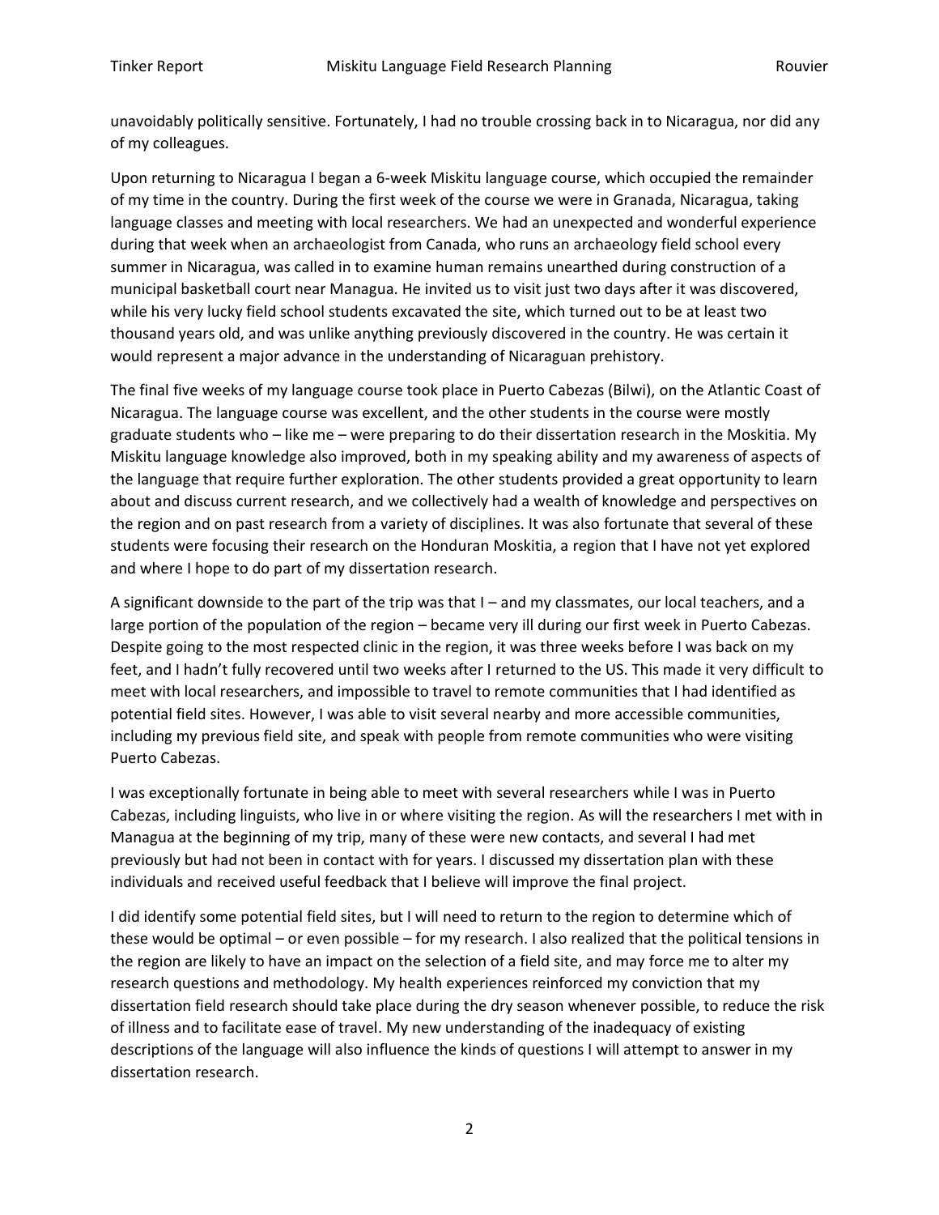unavoidably politically sensitive. Fortunately, I had no trouble crossing back in to Nicaragua, nor did any of my colleagues.

Upon returning to Nicaragua I began a 6-week Miskitu language course, which occupied the remainder of my time in the country. During the first week of the course we were in Granada, Nicaragua, taking language classes and meeting with local researchers. We had an unexpected and wonderful experience during that week when an archaeologist from Canada, who runs an archaeology field school every summer in Nicaragua, was called in to examine human remains unearthed during construction of a municipal basketball court near Managua. He invited us to visit just two days after it was discovered, while his very lucky field school students excavated the site, which turned out to be at least two thousand years old, and was unlike anything previously discovered in the country. He was certain it would represent a major advance in the understanding of Nicaraguan prehistory.

The final five weeks of my language course took place in Puerto Cabezas (Bilwi), on the Atlantic Coast of Nicaragua. The language course was excellent, and the other students in the course were mostly graduate students who – like me – were preparing to do their dissertation research in the Moskitia. My Miskitu language knowledge also improved, both in my speaking ability and my awareness of aspects of the language that require further exploration. The other students provided a great opportunity to learn about and discuss current research, and we collectively had a wealth of knowledge and perspectives on the region and on past research from a variety of disciplines. It was also fortunate that several of these students were focusing their research on the Honduran Moskitia, a region that I have not yet explored and where I hope to do part of my dissertation research.

A significant downside to the part of the trip was that I – and my classmates, our local teachers, and a large portion of the population of the region – became very ill during our first week in Puerto Cabezas. Despite going to the most respected clinic in the region, it was three weeks before I was back on my feet, and I hadn't fully recovered until two weeks after I returned to the US. This made it very difficult to meet with local researchers, and impossible to travel to remote communities that I had identified as potential field sites. However, I was able to visit several nearby and more accessible communities, including my previous field site, and speak with people from remote communities who were visiting Puerto Cabezas.

I was exceptionally fortunate in being able to meet with several researchers while I was in Puerto Cabezas, including linguists, who live in or where visiting the region. As will the researchers I met with in Managua at the beginning of my trip, many of these were new contacts, and several I had met previously but had not been in contact with for years. I discussed my dissertation plan with these individuals and received useful feedback that I believe will improve the final project.

I did identify some potential field sites, but I will need to return to the region to determine which of these would be optimal – or even possible – for my research. I also realized that the political tensions in the region are likely to have an impact on the selection of a field site, and may force me to alter my research questions and methodology. My health experiences reinforced my conviction that my dissertation field research should take place during the dry season whenever possible, to reduce the risk of illness and to facilitate ease of travel. My new understanding of the inadequacy of existing descriptions of the language will also influence the kinds of questions I will attempt to answer in my dissertation research.